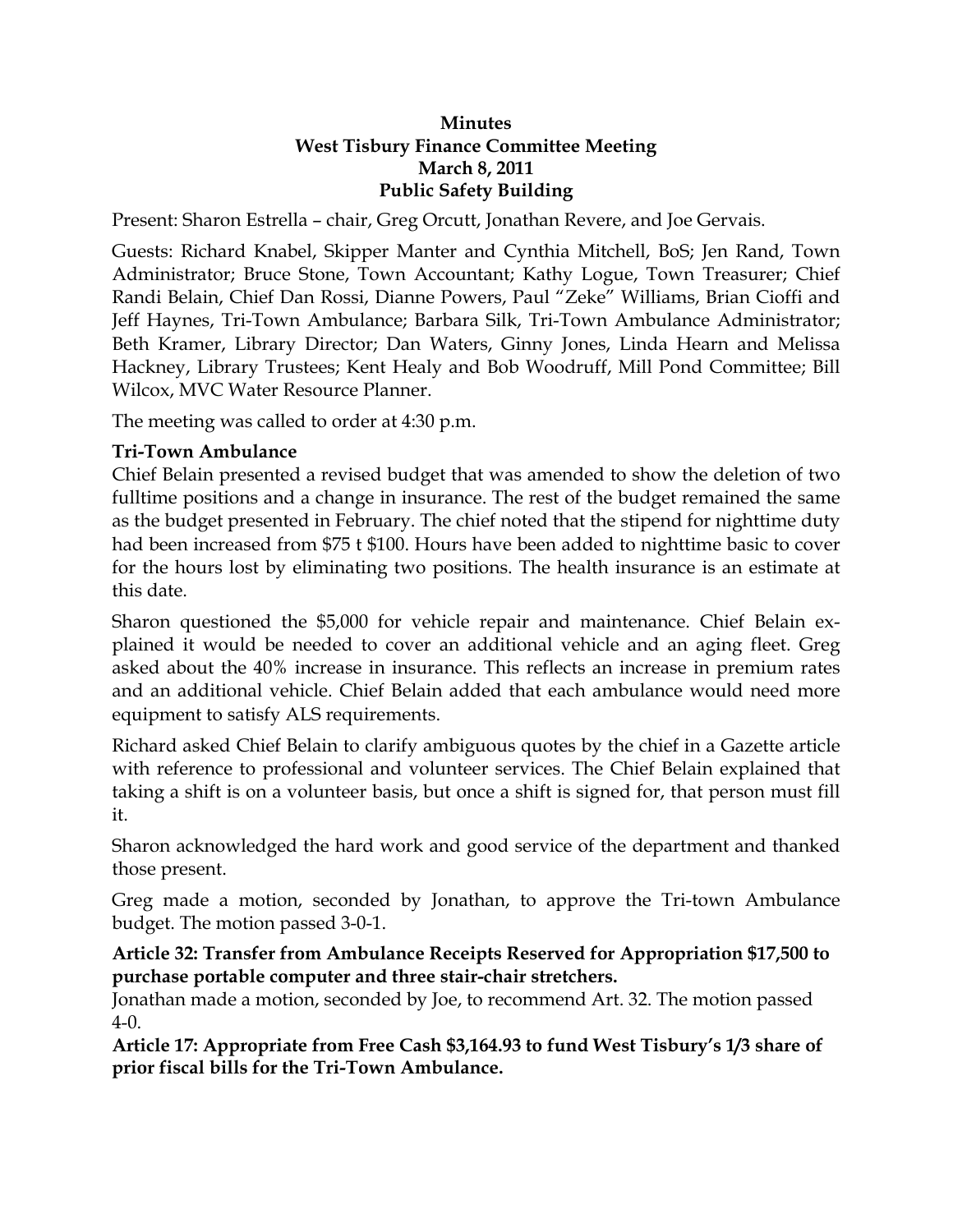**Minutes**
**West Tisbury Finance Committee Meeting**
**March 8, 2011**
**Public Safety Building**

Present: Sharon Estrella – chair, Greg Orcutt, Jonathan Revere, and Joe Gervais.

Guests: Richard Knabel, Skipper Manter and Cynthia Mitchell, BoS; Jen Rand, Town Administrator; Bruce Stone, Town Accountant; Kathy Logue, Town Treasurer; Chief Randi Belain, Chief Dan Rossi, Dianne Powers, Paul "Zeke" Williams, Brian Cioffi and Jeff Haynes, Tri-Town Ambulance; Barbara Silk, Tri-Town Ambulance Administrator; Beth Kramer, Library Director; Dan Waters, Ginny Jones, Linda Hearn and Melissa Hackney, Library Trustees; Kent Healy and Bob Woodruff, Mill Pond Committee; Bill Wilcox, MVC Water Resource Planner.

The meeting was called to order at 4:30 p.m.

**Tri-Town Ambulance**

Chief Belain presented a revised budget that was amended to show the deletion of two fulltime positions and a change in insurance. The rest of the budget remained the same as the budget presented in February. The chief noted that the stipend for nighttime duty had been increased from $75 t $100. Hours have been added to nighttime basic to cover for the hours lost by eliminating two positions. The health insurance is an estimate at this date.

Sharon questioned the $5,000 for vehicle repair and maintenance. Chief Belain explained it would be needed to cover an additional vehicle and an aging fleet. Greg asked about the 40% increase in insurance. This reflects an increase in premium rates and an additional vehicle. Chief Belain added that each ambulance would need more equipment to satisfy ALS requirements.

Richard asked Chief Belain to clarify ambiguous quotes by the chief in a Gazette article with reference to professional and volunteer services. The Chief Belain explained that taking a shift is on a volunteer basis, but once a shift is signed for, that person must fill it.

Sharon acknowledged the hard work and good service of the department and thanked those present.

Greg made a motion, seconded by Jonathan, to approve the Tri-town Ambulance budget. The motion passed 3-0-1.

**Article 32: Transfer from Ambulance Receipts Reserved for Appropriation $17,500 to purchase portable computer and three stair-chair stretchers.**

Jonathan made a motion, seconded by Joe, to recommend Art. 32. The motion passed 4-0.

**Article 17: Appropriate from Free Cash $3,164.93 to fund West Tisbury's 1/3 share of prior fiscal bills for the Tri-Town Ambulance.**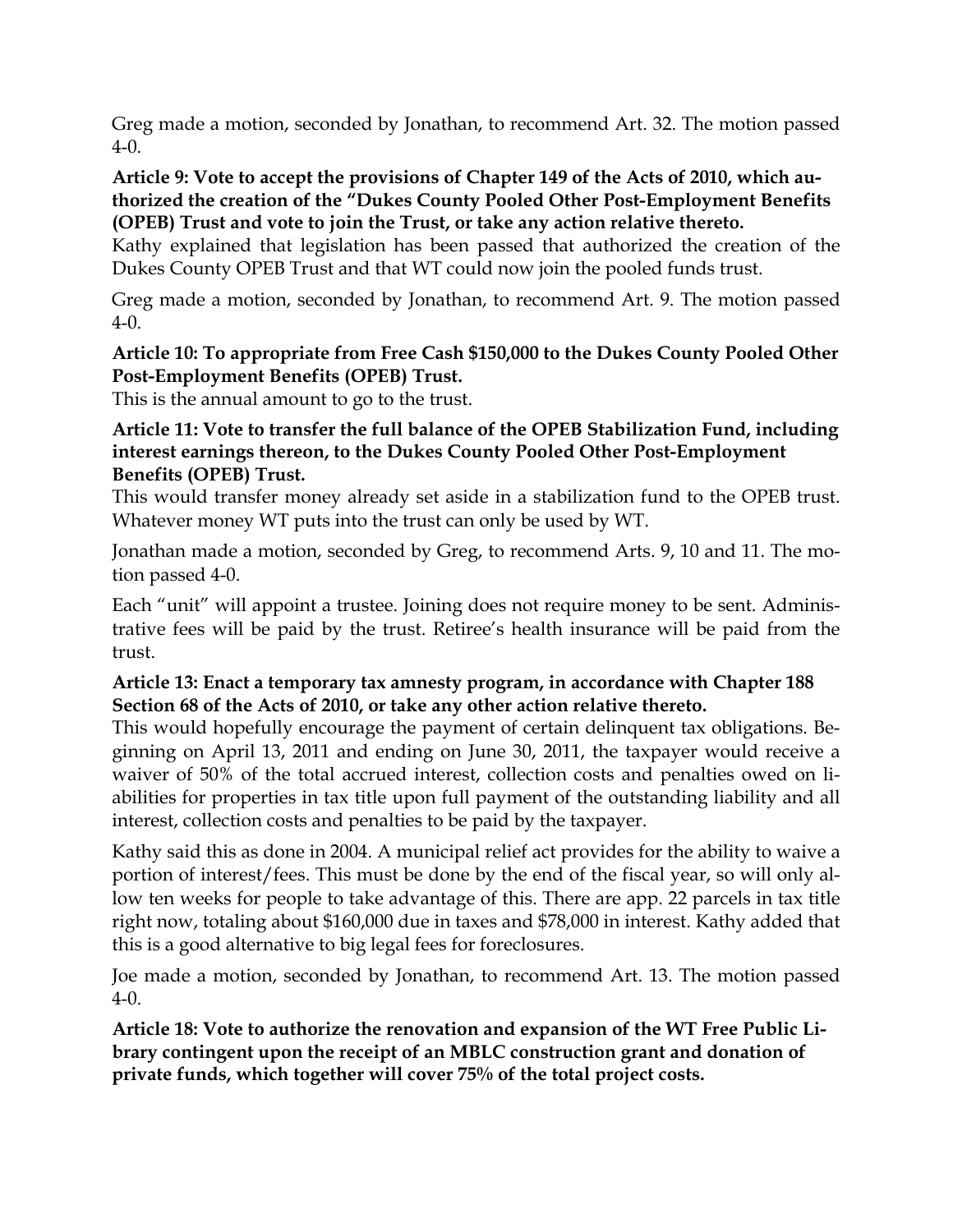Greg made a motion, seconded by Jonathan, to recommend Art. 32. The motion passed 4-0.

**Article 9: Vote to accept the provisions of Chapter 149 of the Acts of 2010, which authorized the creation of the "Dukes County Pooled Other Post-Employment Benefits (OPEB) Trust and vote to join the Trust, or take any action relative thereto.**

Kathy explained that legislation has been passed that authorized the creation of the Dukes County OPEB Trust and that WT could now join the pooled funds trust.

Greg made a motion, seconded by Jonathan, to recommend Art. 9. The motion passed 4-0.

**Article 10: To appropriate from Free Cash $150,000 to the Dukes County Pooled Other Post-Employment Benefits (OPEB) Trust.**

This is the annual amount to go to the trust.

**Article 11: Vote to transfer the full balance of the OPEB Stabilization Fund, including interest earnings thereon, to the Dukes County Pooled Other Post-Employment Benefits (OPEB) Trust.**

This would transfer money already set aside in a stabilization fund to the OPEB trust. Whatever money WT puts into the trust can only be used by WT.

Jonathan made a motion, seconded by Greg, to recommend Arts. 9, 10 and 11. The motion passed 4-0.

Each "unit" will appoint a trustee. Joining does not require money to be sent. Administrative fees will be paid by the trust. Retiree's health insurance will be paid from the trust.

**Article 13: Enact a temporary tax amnesty program, in accordance with Chapter 188 Section 68 of the Acts of 2010, or take any other action relative thereto.**

This would hopefully encourage the payment of certain delinquent tax obligations. Beginning on April 13, 2011 and ending on June 30, 2011, the taxpayer would receive a waiver of 50% of the total accrued interest, collection costs and penalties owed on liabilities for properties in tax title upon full payment of the outstanding liability and all interest, collection costs and penalties to be paid by the taxpayer.

Kathy said this as done in 2004. A municipal relief act provides for the ability to waive a portion of interest/fees. This must be done by the end of the fiscal year, so will only allow ten weeks for people to take advantage of this. There are app. 22 parcels in tax title right now, totaling about $160,000 due in taxes and $78,000 in interest. Kathy added that this is a good alternative to big legal fees for foreclosures.

Joe made a motion, seconded by Jonathan, to recommend Art. 13. The motion passed 4-0.

**Article 18: Vote to authorize the renovation and expansion of the WT Free Public Library contingent upon the receipt of an MBLC construction grant and donation of private funds, which together will cover 75% of the total project costs.**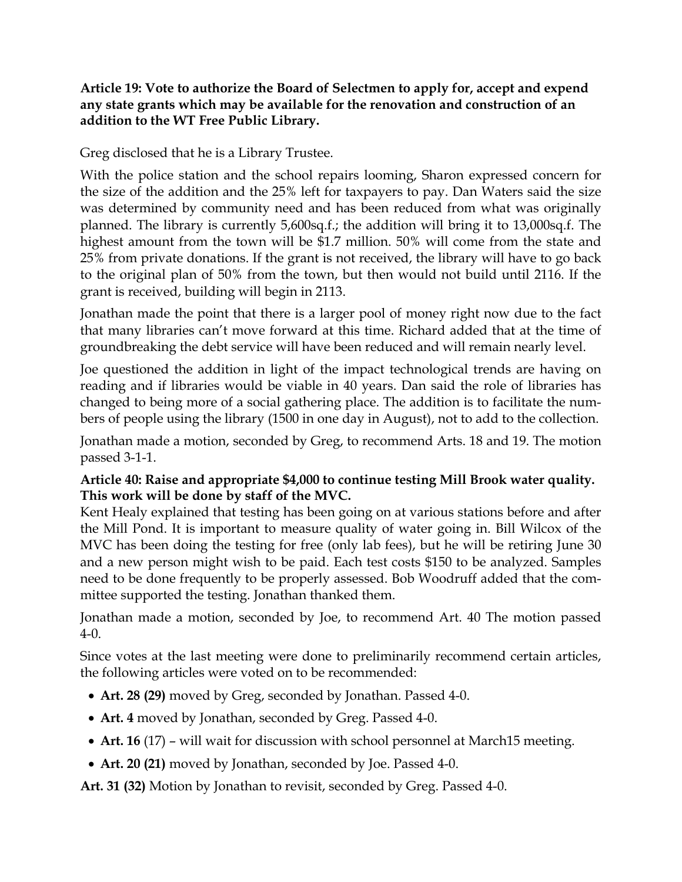**Article 19: Vote to authorize the Board of Selectmen to apply for, accept and expend any state grants which may be available for the renovation and construction of an addition to the WT Free Public Library.**

Greg disclosed that he is a Library Trustee.

With the police station and the school repairs looming, Sharon expressed concern for the size of the addition and the 25% left for taxpayers to pay. Dan Waters said the size was determined by community need and has been reduced from what was originally planned. The library is currently 5,600sq.f.; the addition will bring it to 13,000sq.f. The highest amount from the town will be $1.7 million. 50% will come from the state and 25% from private donations. If the grant is not received, the library will have to go back to the original plan of 50% from the town, but then would not build until 2116. If the grant is received, building will begin in 2113.

Jonathan made the point that there is a larger pool of money right now due to the fact that many libraries can't move forward at this time. Richard added that at the time of groundbreaking the debt service will have been reduced and will remain nearly level.

Joe questioned the addition in light of the impact technological trends are having on reading and if libraries would be viable in 40 years. Dan said the role of libraries has changed to being more of a social gathering place. The addition is to facilitate the numbers of people using the library (1500 in one day in August), not to add to the collection.

Jonathan made a motion, seconded by Greg, to recommend Arts. 18 and 19. The motion passed 3-1-1.

**Article 40: Raise and appropriate $4,000 to continue testing Mill Brook water quality. This work will be done by staff of the MVC.**

Kent Healy explained that testing has been going on at various stations before and after the Mill Pond. It is important to measure quality of water going in. Bill Wilcox of the MVC has been doing the testing for free (only lab fees), but he will be retiring June 30 and a new person might wish to be paid. Each test costs $150 to be analyzed. Samples need to be done frequently to be properly assessed. Bob Woodruff added that the committee supported the testing. Jonathan thanked them.

Jonathan made a motion, seconded by Joe, to recommend Art. 40 The motion passed 4-0.

Since votes at the last meeting were done to preliminarily recommend certain articles, the following articles were voted on to be recommended:

- **Art. 28 (29)** moved by Greg, seconded by Jonathan. Passed 4-0.
- **Art. 4** moved by Jonathan, seconded by Greg. Passed 4-0.
- **Art. 16** (17) – will wait for discussion with school personnel at March15 meeting.
- **Art. 20 (21)** moved by Jonathan, seconded by Joe. Passed 4-0.

**Art. 31 (32)** Motion by Jonathan to revisit, seconded by Greg. Passed 4-0.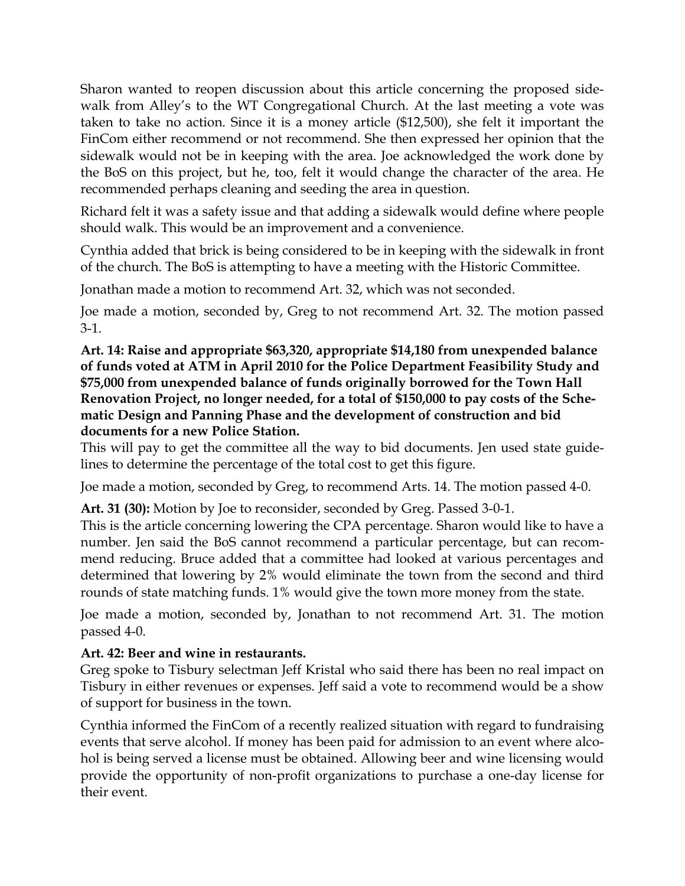Sharon wanted to reopen discussion about this article concerning the proposed sidewalk from Alley's to the WT Congregational Church. At the last meeting a vote was taken to take no action. Since it is a money article ($12,500), she felt it important the FinCom either recommend or not recommend. She then expressed her opinion that the sidewalk would not be in keeping with the area. Joe acknowledged the work done by the BoS on this project, but he, too, felt it would change the character of the area. He recommended perhaps cleaning and seeding the area in question.

Richard felt it was a safety issue and that adding a sidewalk would define where people should walk. This would be an improvement and a convenience.

Cynthia added that brick is being considered to be in keeping with the sidewalk in front of the church. The BoS is attempting to have a meeting with the Historic Committee.

Jonathan made a motion to recommend Art. 32, which was not seconded.

Joe made a motion, seconded by, Greg to not recommend Art. 32. The motion passed 3-1.

**Art. 14: Raise and appropriate $63,320, appropriate $14,180 from unexpended balance of funds voted at ATM in April 2010 for the Police Department Feasibility Study and $75,000 from unexpended balance of funds originally borrowed for the Town Hall Renovation Project, no longer needed, for a total of $150,000 to pay costs of the Schematic Design and Panning Phase and the development of construction and bid documents for a new Police Station.**

This will pay to get the committee all the way to bid documents. Jen used state guidelines to determine the percentage of the total cost to get this figure.

Joe made a motion, seconded by Greg, to recommend Arts. 14. The motion passed 4-0.

**Art. 31 (30):** Motion by Joe to reconsider, seconded by Greg. Passed 3-0-1.

This is the article concerning lowering the CPA percentage. Sharon would like to have a number. Jen said the BoS cannot recommend a particular percentage, but can recommend reducing. Bruce added that a committee had looked at various percentages and determined that lowering by 2% would eliminate the town from the second and third rounds of state matching funds. 1% would give the town more money from the state.

Joe made a motion, seconded by, Jonathan to not recommend Art. 31. The motion passed 4-0.

**Art. 42: Beer and wine in restaurants.**

Greg spoke to Tisbury selectman Jeff Kristal who said there has been no real impact on Tisbury in either revenues or expenses. Jeff said a vote to recommend would be a show of support for business in the town.

Cynthia informed the FinCom of a recently realized situation with regard to fundraising events that serve alcohol. If money has been paid for admission to an event where alcohol is being served a license must be obtained. Allowing beer and wine licensing would provide the opportunity of non-profit organizations to purchase a one-day license for their event.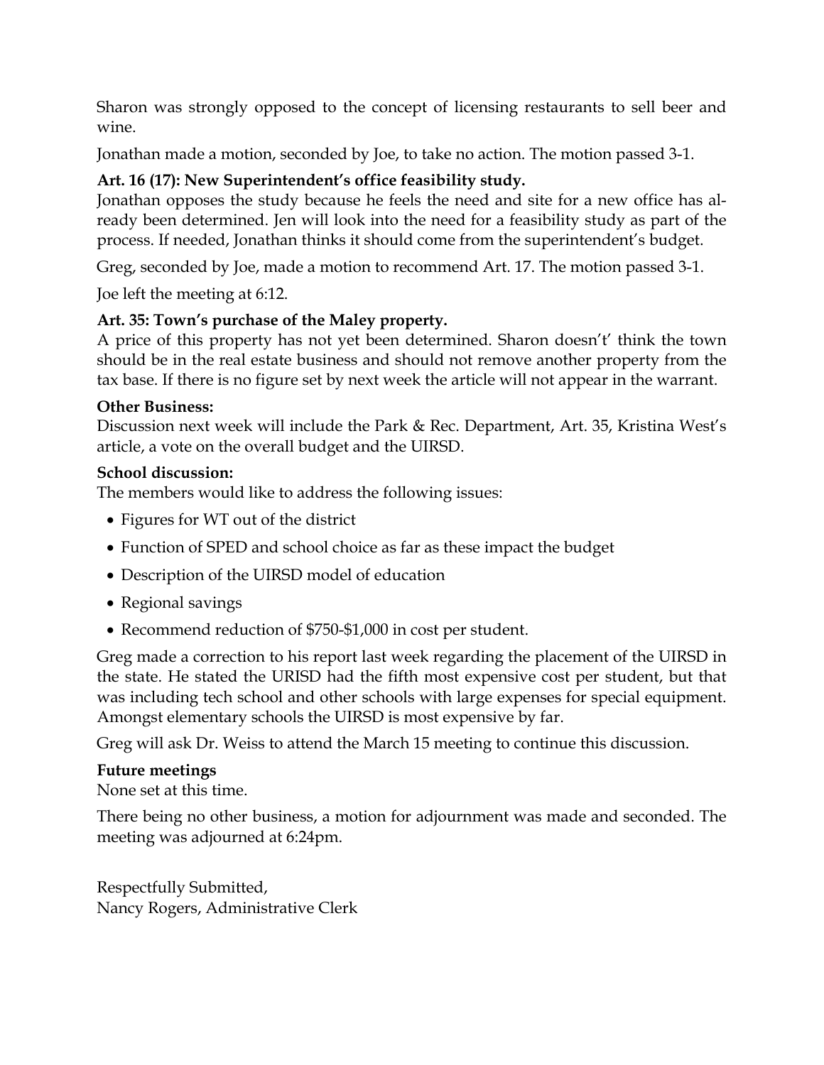Sharon was strongly opposed to the concept of licensing restaurants to sell beer and wine.

Jonathan made a motion, seconded by Joe, to take no action. The motion passed 3-1.

**Art. 16 (17): New Superintendent's office feasibility study.**
Jonathan opposes the study because he feels the need and site for a new office has already been determined. Jen will look into the need for a feasibility study as part of the process. If needed, Jonathan thinks it should come from the superintendent's budget.

Greg, seconded by Joe, made a motion to recommend Art. 17. The motion passed 3-1.

Joe left the meeting at 6:12.

**Art. 35: Town's purchase of the Maley property.**
A price of this property has not yet been determined. Sharon doesn't' think the town should be in the real estate business and should not remove another property from the tax base. If there is no figure set by next week the article will not appear in the warrant.

**Other Business:**
Discussion next week will include the Park & Rec. Department, Art. 35, Kristina West's article, a vote on the overall budget and the UIRSD.

**School discussion:**
The members would like to address the following issues:

- Figures for WT out of the district
- Function of SPED and school choice as far as these impact the budget
- Description of the UIRSD model of education
- Regional savings
- Recommend reduction of $750-$1,000 in cost per student.

Greg made a correction to his report last week regarding the placement of the UIRSD in the state. He stated the URISD had the fifth most expensive cost per student, but that was including tech school and other schools with large expenses for special equipment. Amongst elementary schools the UIRSD is most expensive by far.

Greg will ask Dr. Weiss to attend the March 15 meeting to continue this discussion.

**Future meetings**
None set at this time.

There being no other business, a motion for adjournment was made and seconded. The meeting was adjourned at 6:24pm.

Respectfully Submitted,
Nancy Rogers, Administrative Clerk